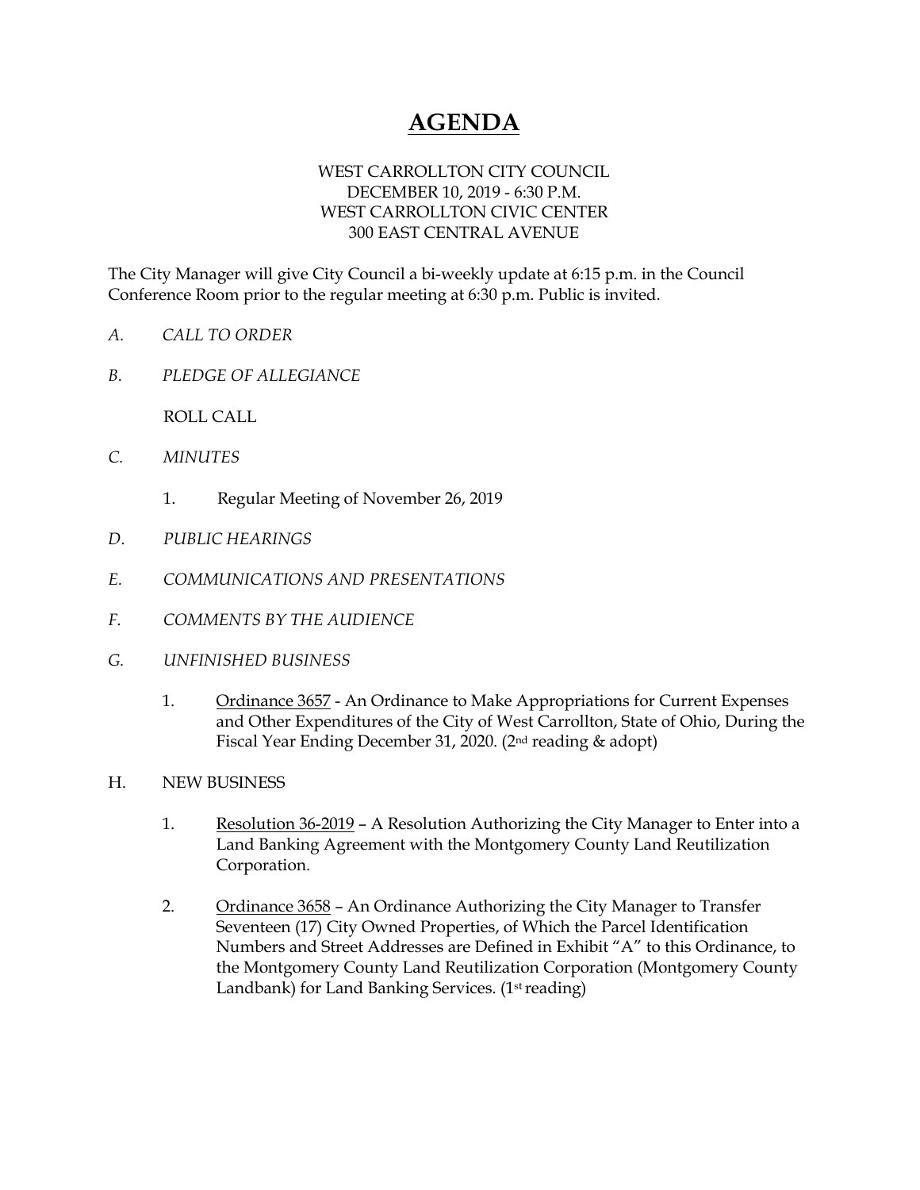# AGENDA

WEST CARROLLTON CITY COUNCIL
DECEMBER 10, 2019 - 6:30 P.M.
WEST CARROLLTON CIVIC CENTER
300 EAST CENTRAL AVENUE

The City Manager will give City Council a bi-weekly update at 6:15 p.m. in the Council Conference Room prior to the regular meeting at 6:30 p.m. Public is invited.

*A. CALL TO ORDER*

*B. PLEDGE OF ALLEGIANCE*

ROLL CALL

*C. MINUTES*

1. Regular Meeting of November 26, 2019

*D. PUBLIC HEARINGS*

*E. COMMUNICATIONS AND PRESENTATIONS*

*F. COMMENTS BY THE AUDIENCE*

*G. UNFINISHED BUSINESS*

1. Ordinance 3657 - An Ordinance to Make Appropriations for Current Expenses and Other Expenditures of the City of West Carrollton, State of Ohio, During the Fiscal Year Ending December 31, 2020. (2nd reading & adopt)

H. NEW BUSINESS

1. Resolution 36-2019 – A Resolution Authorizing the City Manager to Enter into a Land Banking Agreement with the Montgomery County Land Reutilization Corporation.

2. Ordinance 3658 – An Ordinance Authorizing the City Manager to Transfer Seventeen (17) City Owned Properties, of Which the Parcel Identification Numbers and Street Addresses are Defined in Exhibit "A" to this Ordinance, to the Montgomery County Land Reutilization Corporation (Montgomery County Landbank) for Land Banking Services. (1st reading)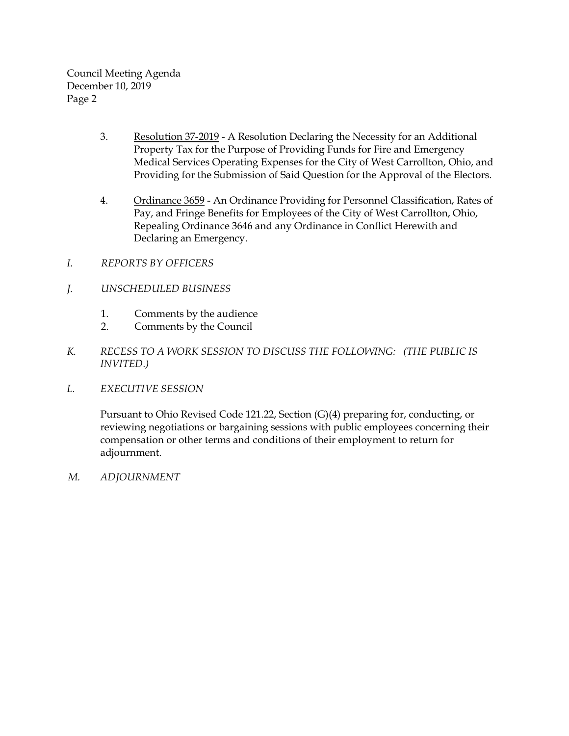3. Resolution 37-2019 - A Resolution Declaring the Necessity for an Additional Property Tax for the Purpose of Providing Funds for Fire and Emergency Medical Services Operating Expenses for the City of West Carrollton, Ohio, and Providing for the Submission of Said Question for the Approval of the Electors.

4. Ordinance 3659 - An Ordinance Providing for Personnel Classification, Rates of Pay, and Fringe Benefits for Employees of the City of West Carrollton, Ohio, Repealing Ordinance 3646 and any Ordinance in Conflict Herewith and Declaring an Emergency.

*I. REPORTS BY OFFICERS*

*J. UNSCHEDULED BUSINESS*

1. Comments by the audience
2. Comments by the Council

*K. RECESS TO A WORK SESSION TO DISCUSS THE FOLLOWING: (THE PUBLIC IS INVITED.)*

*L. EXECUTIVE SESSION*

Pursuant to Ohio Revised Code 121.22, Section (G)(4) preparing for, conducting, or reviewing negotiations or bargaining sessions with public employees concerning their compensation or other terms and conditions of their employment to return for adjournment.

*M. ADJOURNMENT*